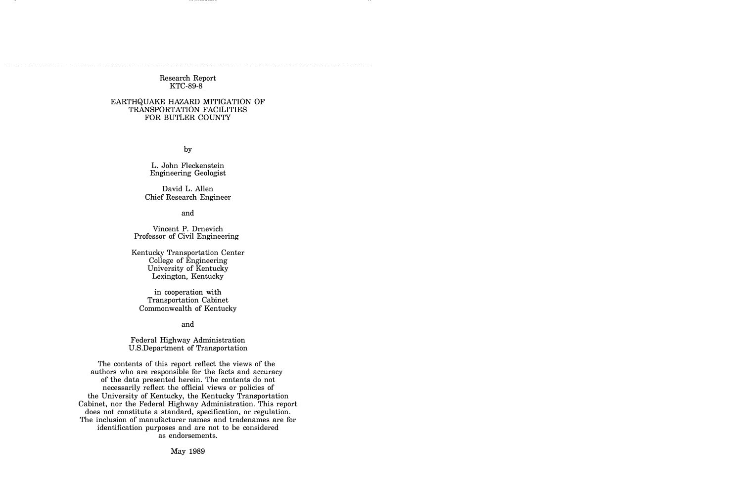Research Report
KTC-89-8

# EARTHQUAKE HAZARD MITIGATION OF TRANSPORTATION FACILITIES FOR BUTLER COUNTY

by

L. John Fleckenstein
Engineering Geologist

David L. Allen
Chief Research Engineer

and

Vincent P. Drnevich
Professor of Civil Engineering

Kentucky Transportation Center
College of Engineering
University of Kentucky
Lexington, Kentucky

in cooperation with
Transportation Cabinet
Commonwealth of Kentucky

and

Federal Highway Administration
U.S.Department of Transportation

The contents of this report reflect the views of the authors who are responsible for the facts and accuracy of the data presented herein. The contents do not necessarily reflect the official views or policies of the University of Kentucky, the Kentucky Transportation Cabinet, nor the Federal Highway Administration. This report does not constitute a standard, specification, or regulation. The inclusion of manufacturer names and tradenames are for identification purposes and are not to be considered as endorsements.

May 1989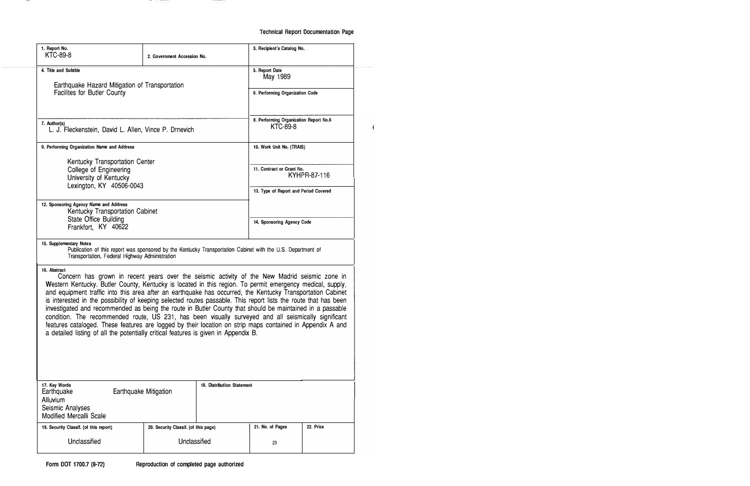**Technical Report Documentation Page**

| 1. Report No. | 2. Government Accession No. | 3. Recipient's Catalog No. |
|---|---|---|
| KTC-89-8 | | |

| 4. Title and Subtitle | 5. Report Date |
|---|---|
| Earthquake Hazard Mitigation of Transportation Facilites for Butler County | May 1989 |
| | 6. Performing Organization Code |
| 7. Author(s) | 8. Performing Organization Report No.6 |
| L. J. Fleckenstein, David L. Allen, Vince P. Drnevich | KTC-89-8 |
| 9. Performing Organization Name and Address | 10. Work Unit No. (TRAIS) |
| Kentucky Transportation Center<br>College of Engineering<br>University of Kentucky<br>Lexington, KY 40506-0043 | 11. Contract or Grant No.<br>KYHPR-87-116 |
| | 13. Type of Report and Period Covered |
| 12. Sponsoring Agency Name and Address | |
| Kentucky Transportation Cabinet<br>State Office Building<br>Frankfort, KY 40622 | 14. Sponsoring Agency Code |

**15. Supplementary Notes**

Publication of this report was sponsored by the Kentucky Transportation Cabinet with the U.S. Department of Transportation, Federal Highway Administration

**16. Abstract**

Concern has grown in recent years over the seismic activity of the New Madrid seismic zone in Western Kentucky. Butler County, Kentucky is located in this region. To permit emergency medical, supply, and equipment traffic into this area after an earthquake has occurred, the Kentucky Transportation Cabinet is interested in the possibility of keeping selected routes passable. This report lists the route that has been investigated and recommended as being the route in Butler County that should be maintained in a passable condition. The recommended route, US 231, has been visually surveyed and all seismically significant features cataloged. These features are logged by their location on strip maps contained in Appendix A and a detailed listing of all the potentially critical features is given in Appendix B.

| 17. Key Words | | 18. Distribution Statement |
|---|---|---|
| Earthquake<br>Alluvium<br>Seismic Analyses<br>Modified Mercalli Scale | Earthquake Mitigation | |

| 19. Security Classif. (of this report) | 20. Security Classif. (of this page) | 21. No. of Pages | 22. Price |
|---|---|---|---|
| Unclassified | Unclassified | 23 | |

Form DOT 1700.7 (8-72) Reproduction of completed page authorized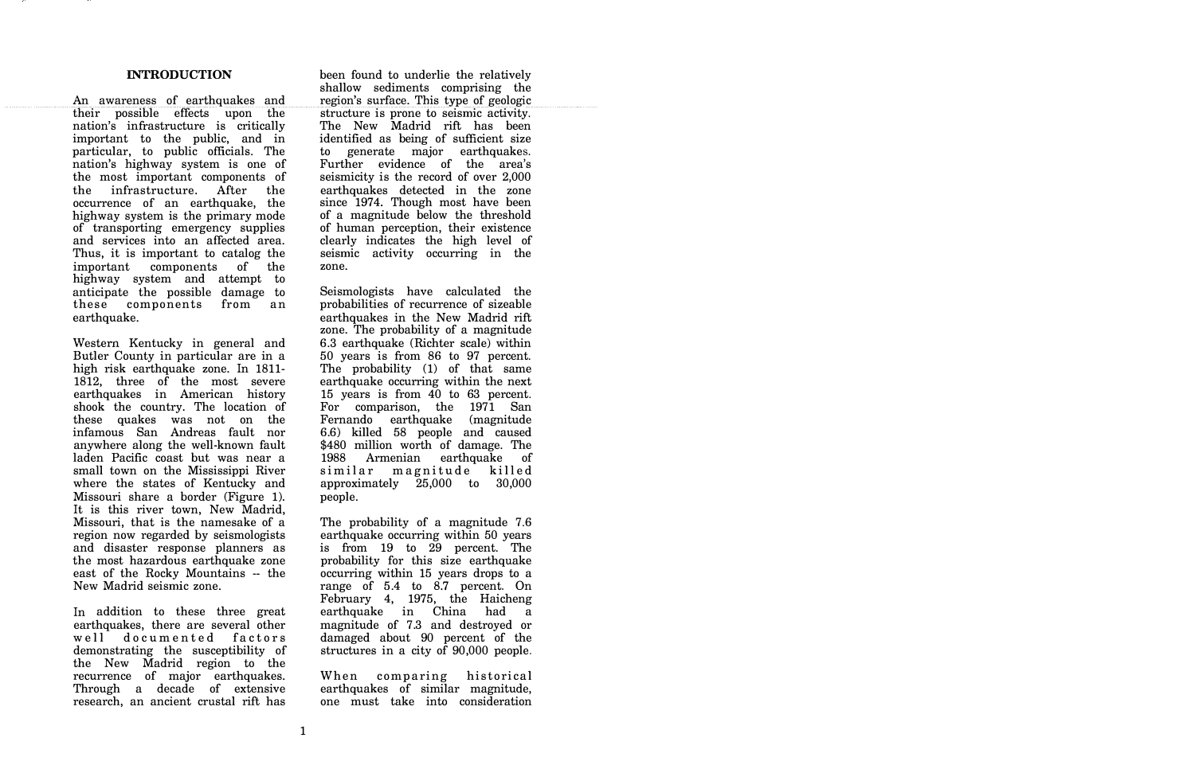## INTRODUCTION

An awareness of earthquakes and their possible effects upon the nation's infrastructure is critically important to the public, and in particular, to public officials. The nation's highway system is one of the most important components of the infrastructure. After the occurrence of an earthquake, the highway system is the primary mode of transporting emergency supplies and services into an affected area. Thus, it is important to catalog the important components of the highway system and attempt to anticipate the possible damage to these components from an earthquake.

Western Kentucky in general and Butler County in particular are in a high risk earthquake zone. In 1811-1812, three of the most severe earthquakes in American history shook the country. The location of these quakes was not on the infamous San Andreas fault nor anywhere along the well-known fault laden Pacific coast but was near a small town on the Mississippi River where the states of Kentucky and Missouri share a border (Figure 1). It is this river town, New Madrid, Missouri, that is the namesake of a region now regarded by seismologists and disaster response planners as the most hazardous earthquake zone east of the Rocky Mountains -- the New Madrid seismic zone.

In addition to these three great earthquakes, there are several other well documented factors demonstrating the susceptibility of the New Madrid region to the recurrence of major earthquakes. Through a decade of extensive research, an ancient crustal rift has been found to underlie the relatively shallow sediments comprising the region's surface. This type of geologic structure is prone to seismic activity. The New Madrid rift has been identified as being of sufficient size to generate major earthquakes. Further evidence of the area's seismicity is the record of over 2,000 earthquakes detected in the zone since 1974. Though most have been of a magnitude below the threshold of human perception, their existence clearly indicates the high level of seismic activity occurring in the zone.

Seismologists have calculated the probabilities of recurrence of sizeable earthquakes in the New Madrid rift zone. The probability of a magnitude 6.3 earthquake (Richter scale) within 50 years is from 86 to 97 percent. The probability (1) of that same earthquake occurring within the next 15 years is from 40 to 63 percent. For comparison, the 1971 San Fernando earthquake (magnitude 6.6) killed 58 people and caused $480 million worth of damage. The 1988 Armenian earthquake of similar magnitude killed approximately 25,000 to 30,000 people.

The probability of a magnitude 7.6 earthquake occurring within 50 years is from 19 to 29 percent. The probability for this size earthquake occurring within 15 years drops to a range of 5.4 to 8.7 percent. On February 4, 1975, the Haicheng earthquake in China had a magnitude of 7.3 and destroyed or damaged about 90 percent of the structures in a city of 90,000 people.

When comparing historical earthquakes of similar magnitude, one must take into consideration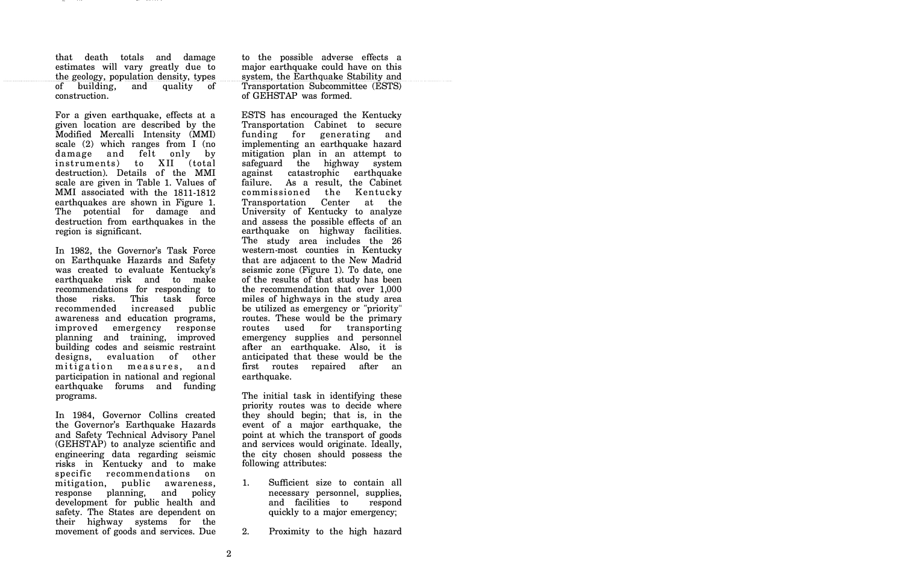that death totals and damage estimates will vary greatly due to the geology, population density, types of building, and quality of construction.

For a given earthquake, effects at a given location are described by the Modified Mercalli Intensity (MMI) scale (2) which ranges from I (no damage and felt only by instruments) to XII (total destruction). Details of the MMI scale are given in Table 1. Values of MMI associated with the 1811-1812 earthquakes are shown in Figure 1. The potential for damage and destruction from earthquakes in the region is significant.

In 1982, the Governor's Task Force on Earthquake Hazards and Safety was created to evaluate Kentucky's earthquake risk and to make recommendations for responding to those risks. This task force recommended increased public awareness and education programs, improved emergency response planning and training, improved building codes and seismic restraint designs, evaluation of other mitigation measures, and participation in national and regional earthquake forums and funding programs.

In 1984, Governor Collins created the Governor's Earthquake Hazards and Safety Technical Advisory Panel (GEHSTAP) to analyze scientific and engineering data regarding seismic risks in Kentucky and to make specific recommendations on mitigation, public awareness, response planning, and policy development for public health and safety. The States are dependent on their highway systems for the movement of goods and services. Due to the possible adverse effects a major earthquake could have on this system, the Earthquake Stability and Transportation Subcommittee (ESTS) of GEHSTAP was formed.

ESTS has encouraged the Kentucky Transportation Cabinet to secure funding for generating and implementing an earthquake hazard mitigation plan in an attempt to safeguard the highway system against catastrophic earthquake failure. As a result, the Cabinet commissioned the Kentucky Transportation Center at the University of Kentucky to analyze and assess the possible effects of an earthquake on highway facilities. The study area includes the 26 western-most counties in Kentucky that are adjacent to the New Madrid seismic zone (Figure 1). To date, one of the results of that study has been the recommendation that over 1,000 miles of highways in the study area be utilized as emergency or "priority" routes. These would be the primary routes used for transporting emergency supplies and personnel after an earthquake. Also, it is anticipated that these would be the first routes repaired after an earthquake.

The initial task in identifying these priority routes was to decide where they should begin; that is, in the event of a major earthquake, the point at which the transport of goods and services would originate. Ideally, the city chosen should possess the following attributes:

1. Sufficient size to contain all necessary personnel, supplies, and facilities to respond quickly to a major emergency;
2. Proximity to the high hazard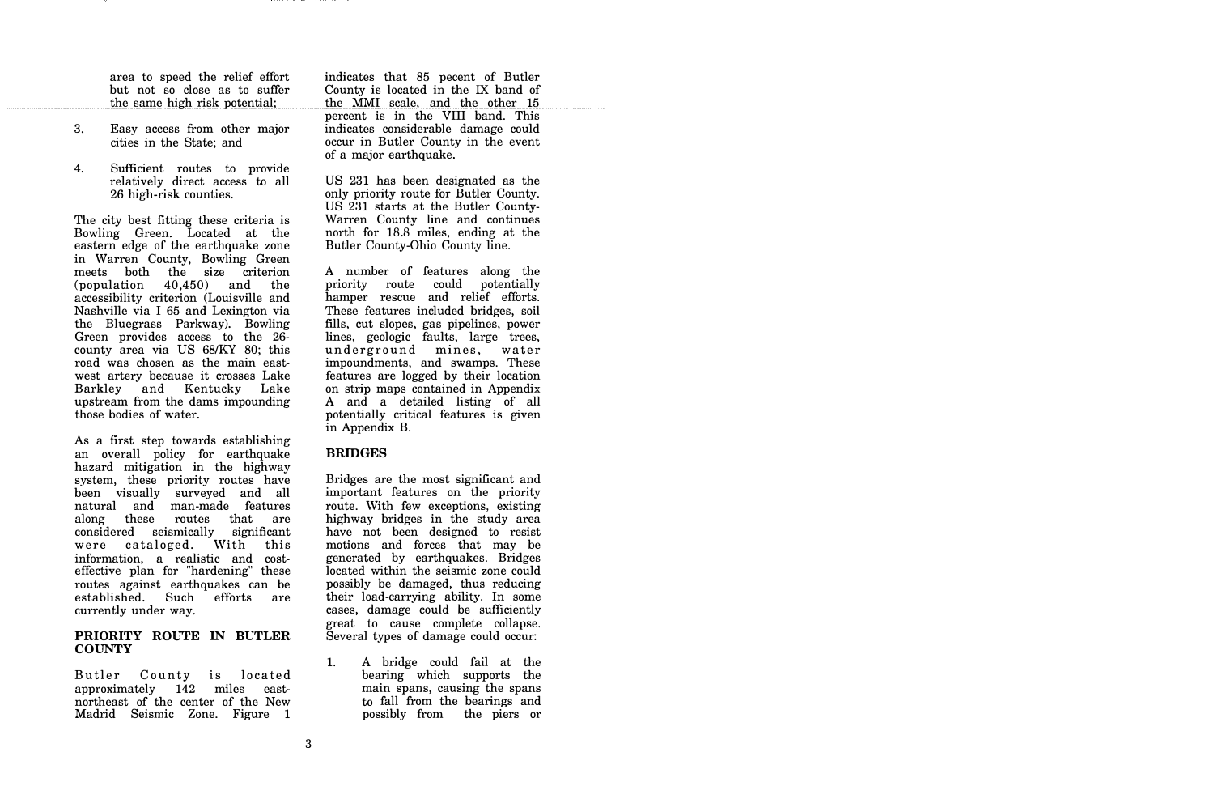area to speed the relief effort but not so close as to suffer the same high risk potential;

3. Easy access from other major cities in the State; and

4. Sufficient routes to provide relatively direct access to all 26 high-risk counties.

The city best fitting these criteria is Bowling Green. Located at the eastern edge of the earthquake zone in Warren County, Bowling Green meets both the size criterion (population 40,450) and the accessibility criterion (Louisville and Nashville via I 65 and Lexington via the Bluegrass Parkway). Bowling Green provides access to the 26-county area via US 68/KY 80; this road was chosen as the main east-west artery because it crosses Lake Barkley and Kentucky Lake upstream from the dams impounding those bodies of water.

As a first step towards establishing an overall policy for earthquake hazard mitigation in the highway system, these priority routes have been visually surveyed and all natural and man-made features along these routes that are considered seismically significant were cataloged. With this information, a realistic and cost-effective plan for "hardening" these routes against earthquakes can be established. Such efforts are currently under way.

## PRIORITY ROUTE IN BUTLER COUNTY

Butler County is located approximately 142 miles east-northeast of the center of the New Madrid Seismic Zone. Figure 1 indicates that 85 pecent of Butler County is located in the IX band of the MMI scale, and the other 15 percent is in the VIII band. This indicates considerable damage could occur in Butler County in the event of a major earthquake.

US 231 has been designated as the only priority route for Butler County. US 231 starts at the Butler County-Warren County line and continues north for 18.8 miles, ending at the Butler County-Ohio County line.

A number of features along the priority route could potentially hamper rescue and relief efforts. These features included bridges, soil fills, cut slopes, gas pipelines, power lines, geologic faults, large trees, underground mines, water impoundments, and swamps. These features are logged by their location on strip maps contained in Appendix A and a detailed listing of all potentially critical features is given in Appendix B.

## BRIDGES

Bridges are the most significant and important features on the priority route. With few exceptions, existing highway bridges in the study area have not been designed to resist motions and forces that may be generated by earthquakes. Bridges located within the seismic zone could possibly be damaged, thus reducing their load-carrying ability. In some cases, damage could be sufficiently great to cause complete collapse. Several types of damage could occur:

1. A bridge could fail at the bearing which supports the main spans, causing the spans to fall from the bearings and possibly from the piers or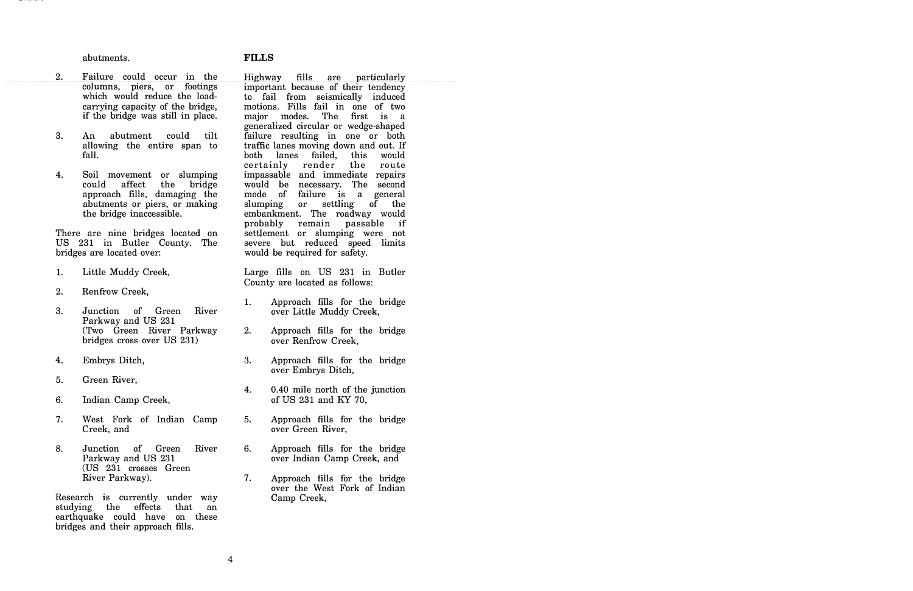abutments.

2. Failure could occur in the columns, piers, or footings which would reduce the load-carrying capacity of the bridge, if the bridge was still in place.

3. An abutment could tilt allowing the entire span to fall.

4. Soil movement or slumping could affect the bridge approach fills, damaging the abutments or piers, or making the bridge inaccessible.

There are nine bridges located on US 231 in Butler County. The bridges are located over:

1. Little Muddy Creek,
2. Renfrow Creek,
3. Junction of Green River Parkway and US 231 (Two Green River Parkway bridges cross over US 231)
4. Embrys Ditch,
5. Green River,
6. Indian Camp Creek,
7. West Fork of Indian Camp Creek, and
8. Junction of Green River Parkway and US 231 (US 231 crosses Green River Parkway).

Research is currently under way studying the effects that an earthquake could have on these bridges and their approach fills.

**FILLS**

Highway fills are particularly important because of their tendency to fail from seismically induced motions. Fills fail in one of two major modes. The first is a generalized circular or wedge-shaped failure resulting in one or both traffic lanes moving down and out. If both lanes failed, this would certainly render the route impassable and immediate repairs would be necessary. The second mode of failure is a general slumping or settling of the embankment. The roadway would probably remain passable if settlement or slumping were not severe but reduced speed limits would be required for safety.

Large fills on US 231 in Butler County are located as follows:

1. Approach fills for the bridge over Little Muddy Creek,
2. Approach fills for the bridge over Renfrow Creek,
3. Approach fills for the bridge over Embrys Ditch,
4. 0.40 mile north of the junction of US 231 and KY 70,
5. Approach fills for the bridge over Green River,
6. Approach fills for the bridge over Indian Camp Creek, and
7. Approach fills for the bridge over the West Fork of Indian Camp Creek,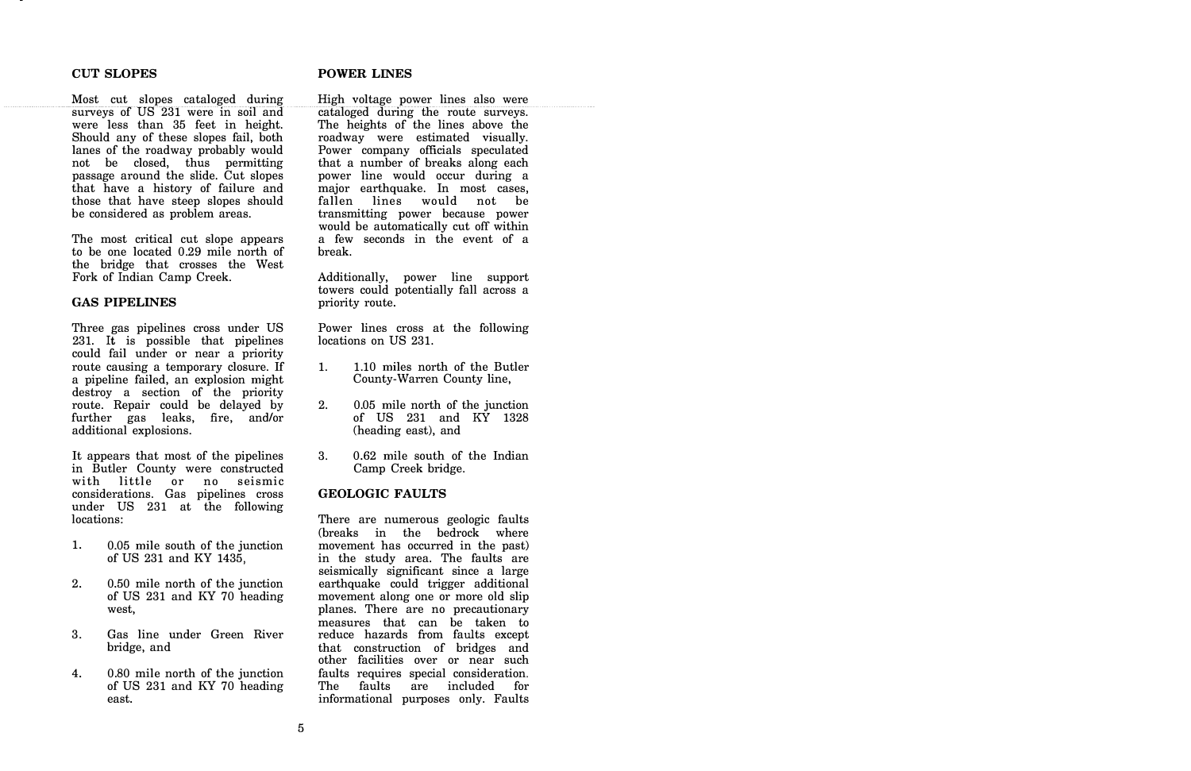## CUT SLOPES

Most cut slopes cataloged during surveys of US 231 were in soil and were less than 35 feet in height. Should any of these slopes fail, both lanes of the roadway probably would not be closed, thus permitting passage around the slide. Cut slopes that have a history of failure and those that have steep slopes should be considered as problem areas.

The most critical cut slope appears to be one located 0.29 mile north of the bridge that crosses the West Fork of Indian Camp Creek.

## GAS PIPELINES

Three gas pipelines cross under US 231. It is possible that pipelines could fail under or near a priority route causing a temporary closure. If a pipeline failed, an explosion might destroy a section of the priority route. Repair could be delayed by further gas leaks, fire, and/or additional explosions.

It appears that most of the pipelines in Butler County were constructed with little or no seismic considerations. Gas pipelines cross under US 231 at the following locations:

1. 0.05 mile south of the junction of US 231 and KY 1435,
2. 0.50 mile north of the junction of US 231 and KY 70 heading west,
3. Gas line under Green River bridge, and
4. 0.80 mile north of the junction of US 231 and KY 70 heading east.

## POWER LINES

High voltage power lines also were cataloged during the route surveys. The heights of the lines above the roadway were estimated visually. Power company officials speculated that a number of breaks along each power line would occur during a major earthquake. In most cases, fallen lines would not be transmitting power because power would be automatically cut off within a few seconds in the event of a break.

Additionally, power line support towers could potentially fall across a priority route.

Power lines cross at the following locations on US 231.

1. 1.10 miles north of the Butler County-Warren County line,
2. 0.05 mile north of the junction of US 231 and KY 1328 (heading east), and
3. 0.62 mile south of the Indian Camp Creek bridge.

## GEOLOGIC FAULTS

There are numerous geologic faults (breaks in the bedrock where movement has occurred in the past) in the study area. The faults are seismically significant since a large earthquake could trigger additional movement along one or more old slip planes. There are no precautionary measures that can be taken to reduce hazards from faults except that construction of bridges and other facilities over or near such faults requires special consideration. The faults are included for informational purposes only. Faults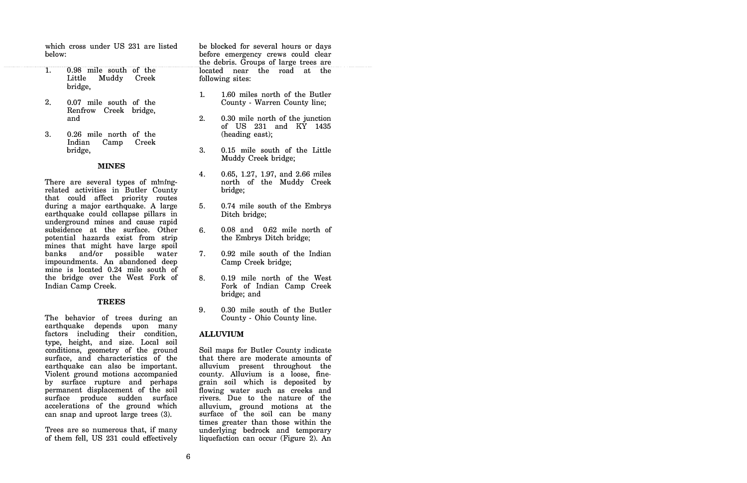which cross under US 231 are listed below:

1. 0.98 mile south of the Little Muddy Creek bridge,

2. 0.07 mile south of the Renfrow Creek bridge, and

3. 0.26 mile north of the Indian Camp Creek bridge,

### MINES

There are several types of mining-related activities in Butler County that could affect priority routes during a major earthquake. A large earthquake could collapse pillars in underground mines and cause rapid subsidence at the surface. Other potential hazards exist from strip mines that might have large spoil banks and/or possible water impoundments. An abandoned deep mine is located 0.24 mile south of the bridge over the West Fork of Indian Camp Creek.

### TREES

The behavior of trees during an earthquake depends upon many factors including their condition, type, height, and size. Local soil conditions, geometry of the ground surface, and characteristics of the earthquake can also be important. Violent ground motions accompanied by surface rupture and perhaps permanent displacement of the soil surface produce sudden surface accelerations of the ground which can snap and uproot large trees (3).

Trees are so numerous that, if many of them fell, US 231 could effectively be blocked for several hours or days before emergency crews could clear the debris. Groups of large trees are located near the road at the following sites:

1. 1.60 miles north of the Butler County - Warren County line;

2. 0.30 mile north of the junction of US 231 and KY 1435 (heading east);

3. 0.15 mile south of the Little Muddy Creek bridge;

4. 0.65, 1.27, 1.97, and 2.66 miles north of the Muddy Creek bridge;

5. 0.74 mile south of the Embrys Ditch bridge;

6. 0.08 and 0.62 mile north of the Embrys Ditch bridge;

7. 0.92 mile south of the Indian Camp Creek bridge;

8. 0.19 mile north of the West Fork of Indian Camp Creek bridge; and

9. 0.30 mile south of the Butler County - Ohio County line.

### ALLUVIUM

Soil maps for Butler County indicate that there are moderate amounts of alluvium present throughout the county. Alluvium is a loose, fine-grain soil which is deposited by flowing water such as creeks and rivers. Due to the nature of the alluvium, ground motions at the surface of the soil can be many times greater than those within the underlying bedrock and temporary liquefaction can occur (Figure 2). An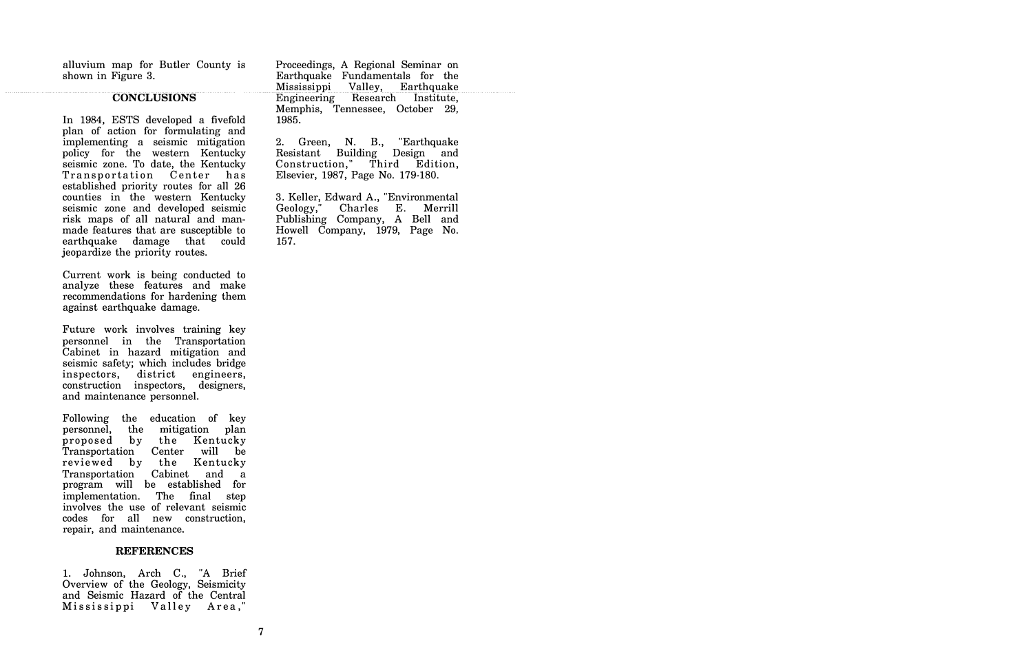alluvium map for Butler County is shown in Figure 3.

## CONCLUSIONS

In 1984, ESTS developed a fivefold plan of action for formulating and implementing a seismic mitigation policy for the western Kentucky seismic zone. To date, the Kentucky Transportation Center has established priority routes for all 26 counties in the western Kentucky seismic zone and developed seismic risk maps of all natural and man-made features that are susceptible to earthquake damage that could jeopardize the priority routes.

Current work is being conducted to analyze these features and make recommendations for hardening them against earthquake damage.

Future work involves training key personnel in the Transportation Cabinet in hazard mitigation and seismic safety; which includes bridge inspectors, district engineers, construction inspectors, designers, and maintenance personnel.

Following the education of key personnel, the mitigation plan proposed by the Kentucky Transportation Center will be reviewed by the Kentucky Transportation Cabinet and a program will be established for implementation. The final step involves the use of relevant seismic codes for all new construction, repair, and maintenance.

## REFERENCES

1. Johnson, Arch C., "A Brief Overview of the Geology, Seismicity and Seismic Hazard of the Central Mississippi Valley Area," Proceedings, A Regional Seminar on Earthquake Fundamentals for the Mississippi Valley, Earthquake Engineering Research Institute, Memphis, Tennessee, October 29, 1985.

2. Green, N. B., "Earthquake Resistant Building Design and Construction," Third Edition, Elsevier, 1987, Page No. 179-180.

3. Keller, Edward A., "Environmental Geology," Charles E. Merrill Publishing Company, A Bell and Howell Company, 1979, Page No. 157.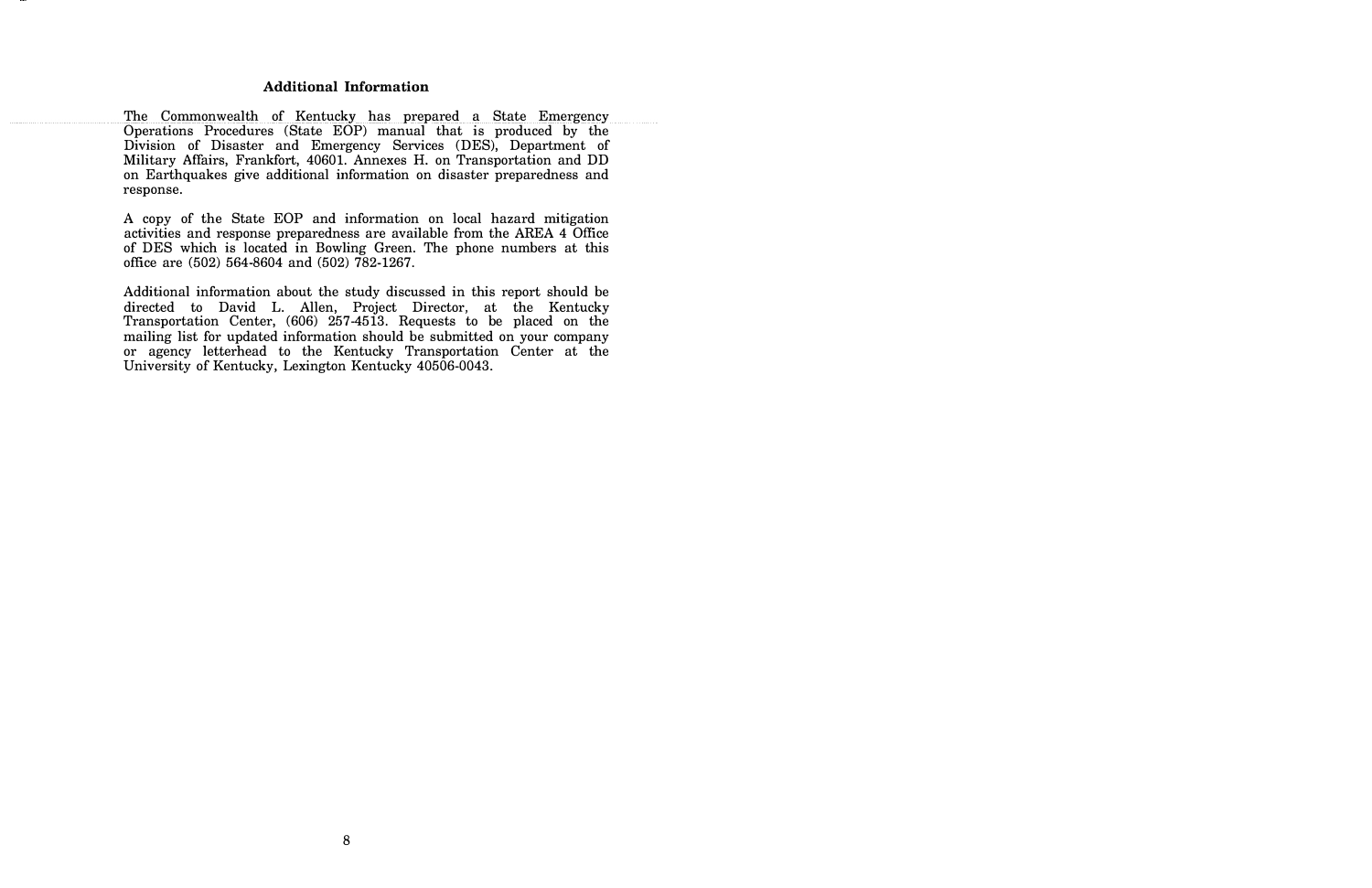## Additional Information

The Commonwealth of Kentucky has prepared a State Emergency Operations Procedures (State EOP) manual that is produced by the Division of Disaster and Emergency Services (DES), Department of Military Affairs, Frankfort, 40601. Annexes H. on Transportation and DD on Earthquakes give additional information on disaster preparedness and response.

A copy of the State EOP and information on local hazard mitigation activities and response preparedness are available from the AREA 4 Office of DES which is located in Bowling Green. The phone numbers at this office are (502) 564-8604 and (502) 782-1267.

Additional information about the study discussed in this report should be directed to David L. Allen, Project Director, at the Kentucky Transportation Center, (606) 257-4513. Requests to be placed on the mailing list for updated information should be submitted on your company or agency letterhead to the Kentucky Transportation Center at the University of Kentucky, Lexington Kentucky 40506-0043.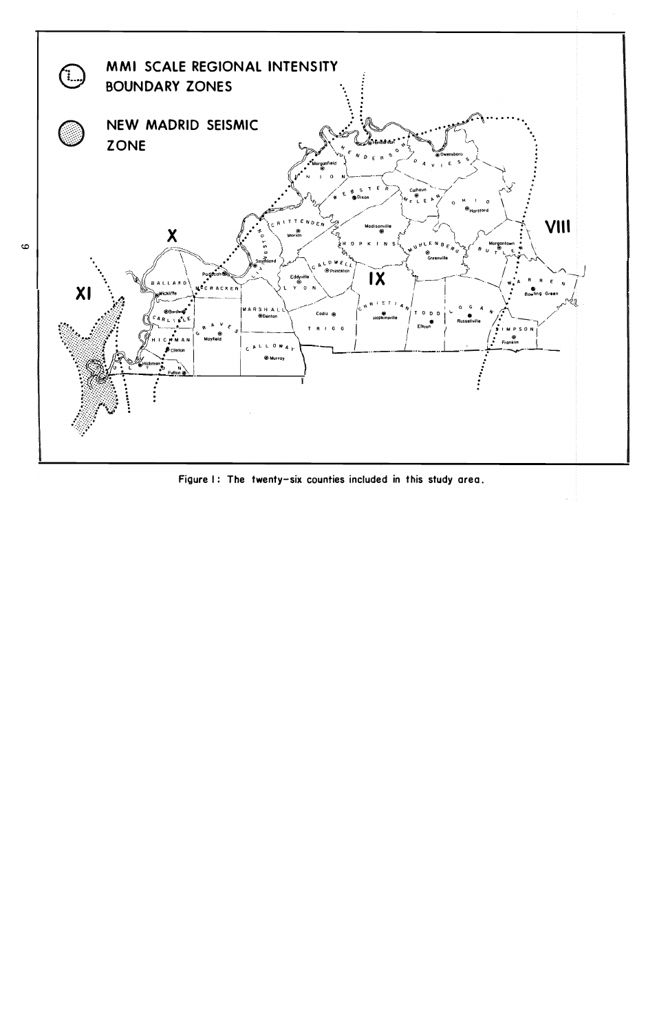MMI SCALE REGIONAL INTENSITY BOUNDARY ZONES

NEW MADRID SEISMIC ZONE

Figure 1: The twenty-six counties included in this study area.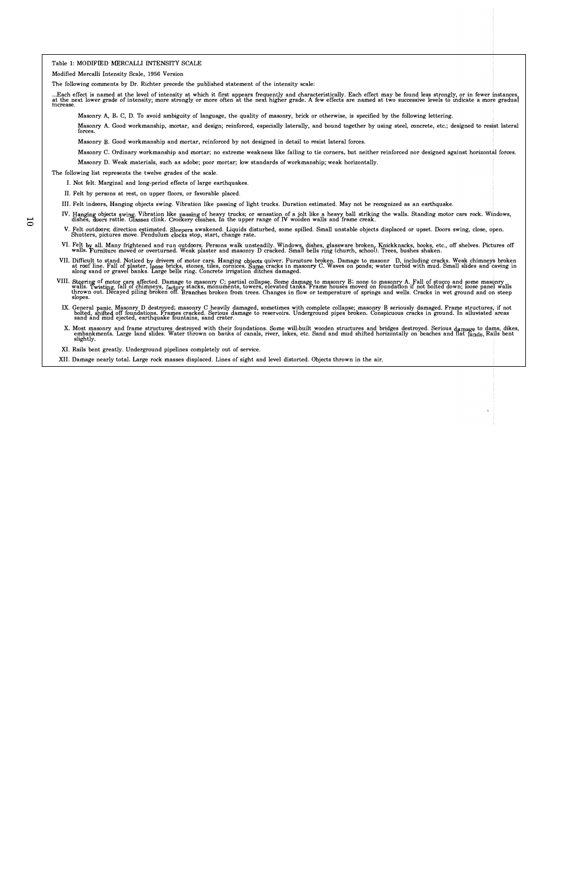Table 1: MODIFIED MERCALLI INTENSITY SCALE

Modified Mercalli Intensity Scale, 1956 Version

The following comments by Dr. Richter precede the published statement of the intensity scale:

...Each effect is named at the level of intensity at which it first appears frequently and characteristically. Each effect may be found less strongly, or in fewer instances, at the next lower grade of intensity; more strongly or more often at the next higher grade. A few effects are named at two successive levels to indicate a more gradual increase.

Masonry A, B, C, D. To avoid ambiguity of language, the quality of masonry, brick or otherwise, is specified by the following lettering.

Masonry A. Good workmanship, mortar, and design; reinforced, especially laterally, and bound together by using steel, concrete, etc.; designed to resist lateral forces.

Masonry B. Good workmanship and mortar, reinforced by not designed in detail to resist lateral forces.

Masonry C. Ordinary workmanship and mortar; no extreme weakness like failing to tie corners, but neither reinforced nor designed against horizontal forces.

Masonry D. Weak materials, such as adobe; poor mortar; low standards of workmanship; weak horizontally.

The following list represents the twelve grades of the scale.

I. Not felt. Marginal and long-period effects of large earthquakes.

II. Felt by persons at rest, on upper floors, or favorable placed.

III. Felt indoors, Hanging objects swing. Vibration like passing of light trucks. Duration estimated. May not be recognized as an earthquake.

IV. Hanging objects swing. Vibration like passing of heavy trucks; or sensation of a jolt like a heavy ball striking the walls. Standing motor cars rock. Windows, dishes, doors rattle. Glasses clink. Crockery clashes. In the upper range of IV wooden walls and frame creak.

V. Felt outdoors; direction estimated. Sleepers awakened. Liquids disturbed, some spilled. Small unstable objects displaced or upset. Doors swing, close, open. Shutters, pictures move. Pendulum clocks stop, start, change rate.

VI. Felt by all. Many frightened and run outdoors. Persons walk unsteadily. Windows, dishes, glassware broken, Knickknacks, books, etc., off shelves. Pictures off walls. Furniture moved or overturned. Weak plaster and masonry D cracked. Small bells ring (church, school). Trees, bushes shaken.

VII. Difficult to stand. Noticed by drivers of motor cars. Hanging objects quiver. Furniture broken. Damage to masonr D, including cracks. Weak chimneys broken at roof line. Fall of plaster, loose bricks, stones, tiles, cornices. Same cracks in masonry C. Waves on ponds; water turbid with mud. Small slides and caving in along sand or gravel banks. Large bells ring. Concrete irrigation ditches damaged.

VIII. Steering of motor cars affected. Damage to masonry C; partial collapse. Some damage to masonry B; none to masonry A. Fall of stucco and some masonry walls. Twisting, fall of chimneys, factory stacks, monuments, towers, elevated tanks. Frame houses moved on foundation if not bolted down; loose panel walls thrown out. Decayed piling broken off. Branches broken from trees. Changes in flow or temperature of springs and wells. Cracks in wet ground and on steep slopes.

IX. General panic. Masonry D destroyed; masonry C heavily damaged, sometimes with complete collapse; masonry B seriously damaged. Frame structures, if not bolted, shifted off foundations. Frames cracked. Serious damage to reservoirs. Underground pipes broken. Conspicuous cracks in ground. In alluviated areas sand and mud ejected, earthquake fountains, sand crater.

X. Most masonry and frame structures destroyed with their foundations. Some will-built wooden structures and bridges destroyed. Serious damage to dams, dikes, embankments. Large land slides. Water thrown on banks of canals, river, lakes, etc. Sand and mud shifted horizontally on beaches and flat lands. Rails bent slightly.

XI. Rails bent greatly. Underground pipelines completely out of service.

XII. Damage nearly total. Large rock masses displaced. Lines of sight and level distorted. Objects thrown in the air.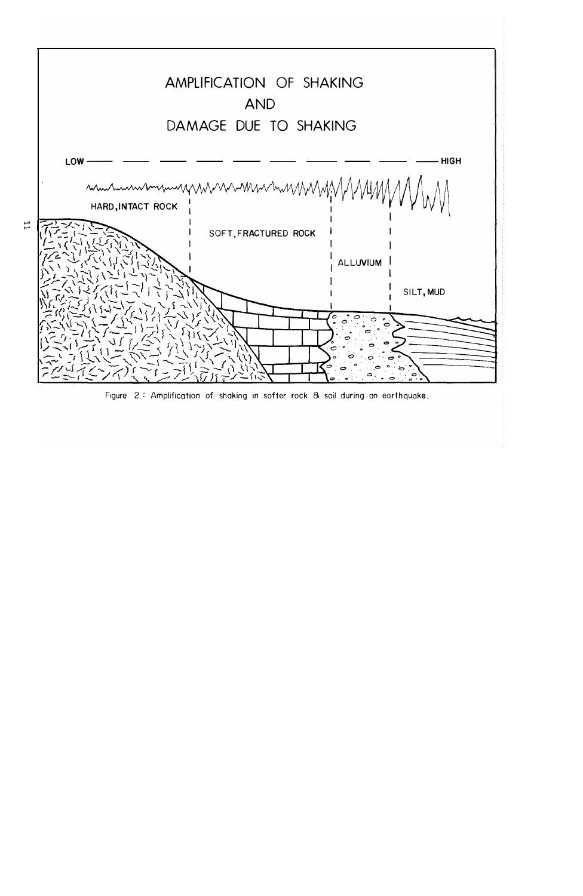# AMPLIFICATION OF SHAKING AND DAMAGE DUE TO SHAKING

LOW — — — — — — — — — — HIGH

HARD, INTACT ROCK

SOFT, FRACTURED ROCK

ALLUVIUM

SILT, MUD

Figure 2 : Amplification of shaking in softer rock & soil during an earthquake.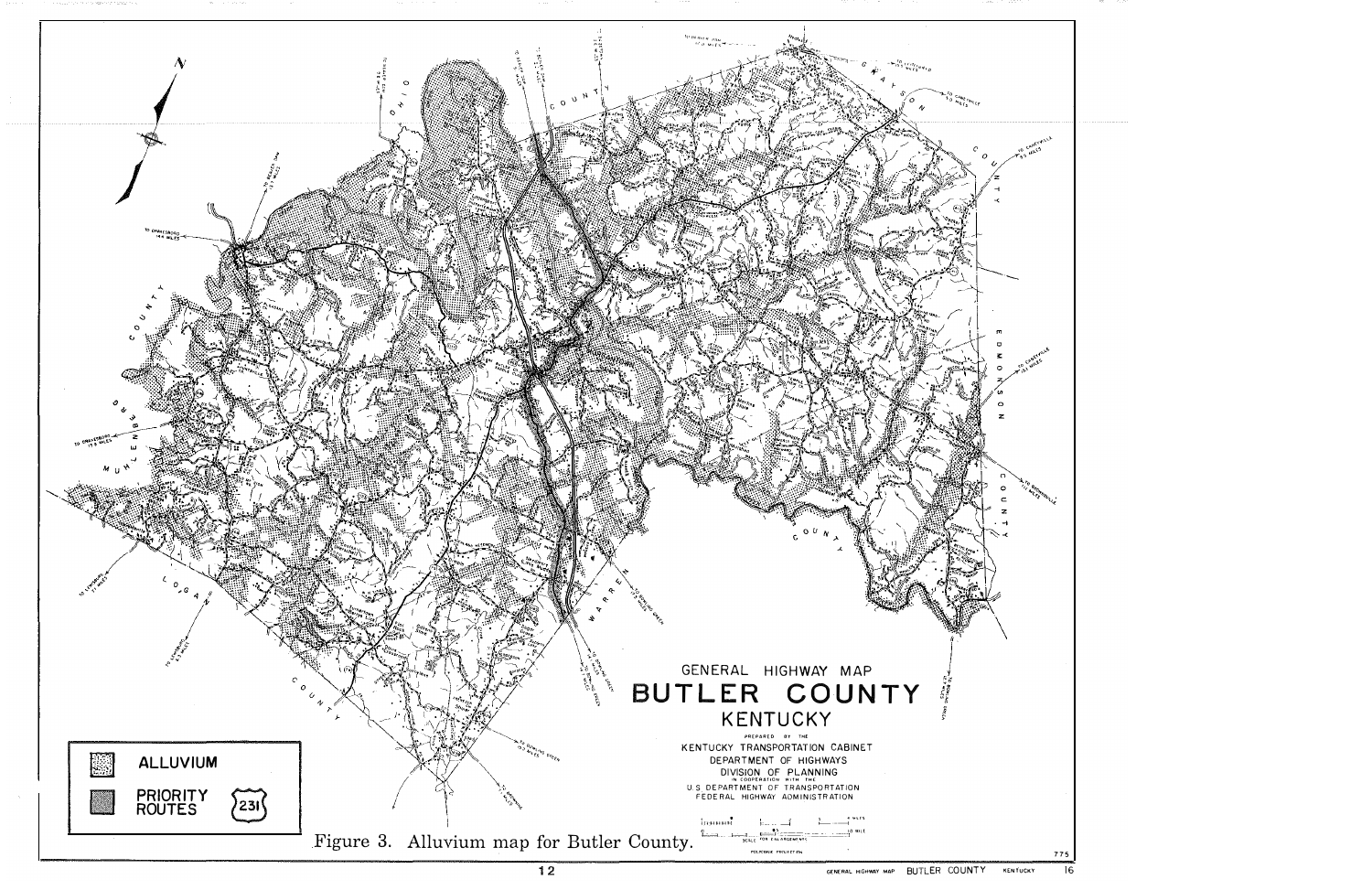GENERAL HIGHWAY MAP

# BUTLER COUNTY

## KENTUCKY

PREPARED BY THE
KENTUCKY TRANSPORTATION CABINET
DEPARTMENT OF HIGHWAYS
DIVISION OF PLANNING
IN COOPERATION WITH THE
U.S. DEPARTMENT OF TRANSPORTATION
FEDERAL HIGHWAY ADMINISTRATION

ALLUVIUM

PRIORITY ROUTES 231

Figure 3. Alluvium map for Butler County.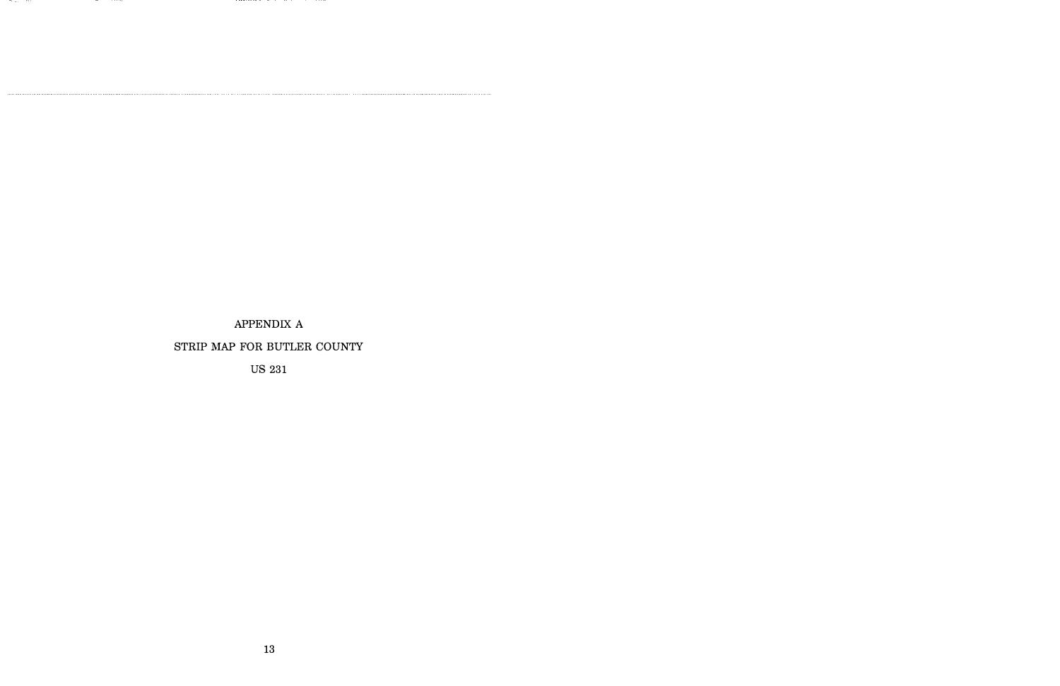# APPENDIX A

## STRIP MAP FOR BUTLER COUNTY

## US 231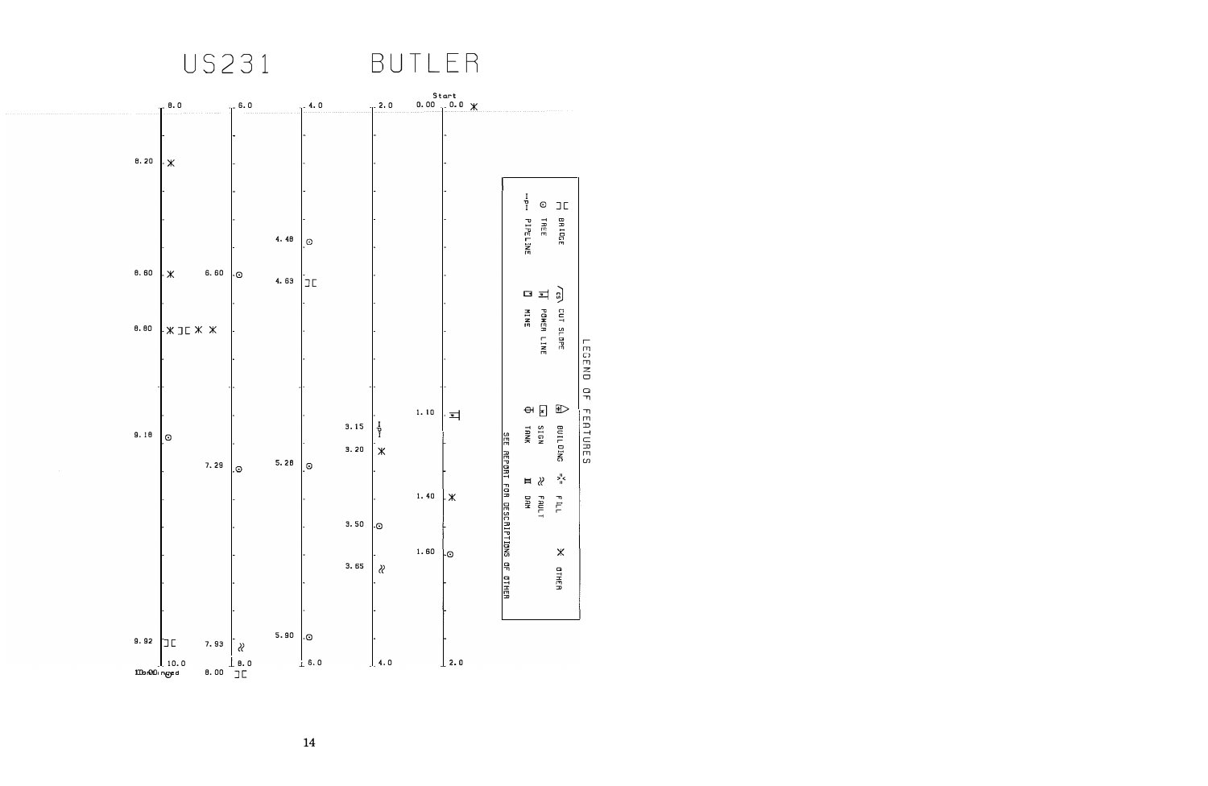# US231 BUTLER

Start

| Milepost | Feature |
|---|---|
| 0.00 | Other |
| 1.10 | Power line |
| 1.40 | Other |
| 1.60 | Tree |
| 3.15 | Pipeline |
| 3.20 | Other |
| 3.50 | Tree |
| 3.65 | Fault |
| 4.48 | Tree |
| 4.63 | Bridge |
| 5.28 | Tree |
| 5.90 | Tree |
| 6.60 | Tree |
| 7.29 | Tree |
| 7.93 | Fault |
| 8.00 | Bridge |
| 8.20 | Other |
| 8.60 | Other |
| 8.80 | Other, Bridge, Other, Other |
| 9.18 | Tree |
| 9.92 | Bridge |
| 10.00 | Tree |

Continued

## LEGEND OF FEATURES

- BRIDGE
- TREE
- PIPELINE
- CUT SLOPE
- POWER LINE
- MINE
- BUILDING
- SIGN
- TANK
- FILL
- FAULT
- DAM
- OTHER

SEE REPORT FOR DESCRIPTIONS OF OTHER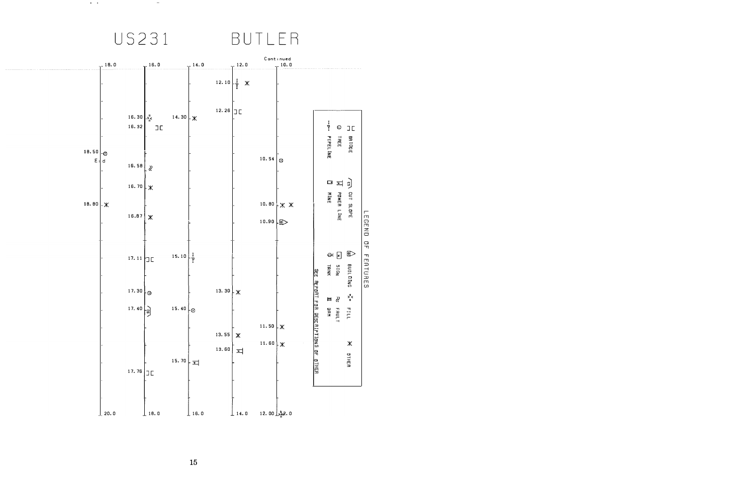# US231 BUTLER

Continued

| Milepost | Feature |
|---|---|
| 10.54 | Tree |
| 10.80 | Other (2) |
| 10.90 | Building |
| 11.50 | Other |
| 11.60 | Other |
| 12.00 | Pipeline |
| 12.10 | Pipeline, Other |
| 12.26 | Bridge |
| 13.30 | Other |
| 13.55 | Other |
| 13.60 | Power Line |
| 14.30 | Other |
| 15.10 | Pipeline |
| 15.40 | Tree |
| 15.70 | Power Line |
| 16.30 | Fill |
| 16.32 | Bridge |
| 16.58 | Fault |
| 16.70 | Other |
| 16.87 | Other |
| 17.11 | Bridge |
| 17.30 | Tree |
| 17.40 | Cut Slope |
| 17.76 | Bridge |
| 18.50 | Tree, End |
| 18.80 | Other |

Scale segments: 10.0–12.0, 12.0–14.0, 14.0–16.0, 16.0–18.0, 18.0–20.0

## LEGEND OF FEATURES

| Symbol | Feature | Symbol | Feature | Symbol | Feature | Symbol | Feature |
|---|---|---|---|---|---|---|---|
| ⊐⊏ | BRIDGE | /cs\ | CUT SLOPE | ⊞▷ | BUILDING | ⁘ | FILL |
| ⊙ | TREE | ⌶ | POWER LINE | ⊠ | SIGN | ≈ | FAULT |
| -P- | PIPELINE | ◘ | MINE | Φ | TANK | Ⅱ | DAM |
| ✳ | OTHER | | | | | | |

SEE REPORT FOR DESCRIPTIONS OF OTHER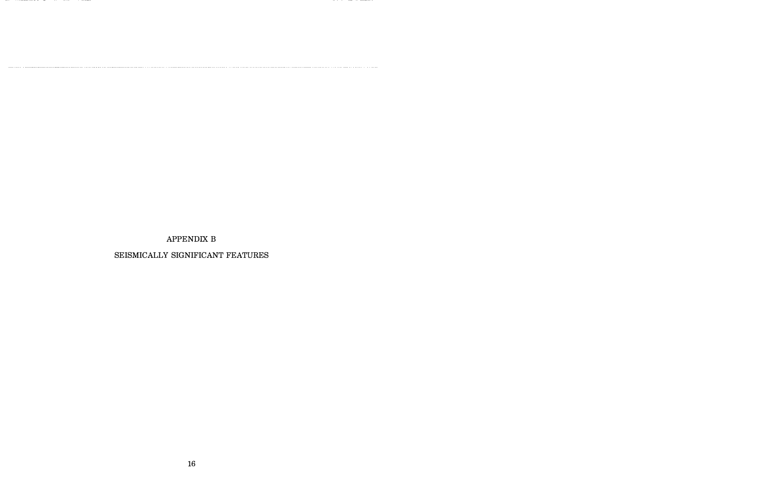# APPENDIX B

## SEISMICALLY SIGNIFICANT FEATURES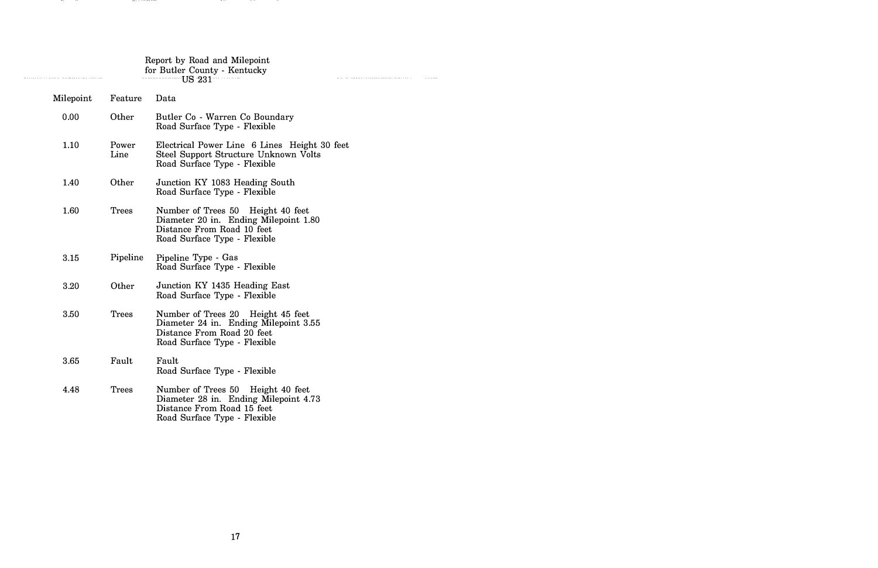Report by Road and Milepoint
for Butler County - Kentucky
US 231

| Milepoint | Feature | Data |
| --- | --- | --- |
| 0.00 | Other | Butler Co - Warren Co Boundary<br>Road Surface Type - Flexible |
| 1.10 | Power Line | Electrical Power Line 6 Lines Height 30 feet<br>Steel Support Structure Unknown Volts<br>Road Surface Type - Flexible |
| 1.40 | Other | Junction KY 1083 Heading South<br>Road Surface Type - Flexible |
| 1.60 | Trees | Number of Trees 50 Height 40 feet<br>Diameter 20 in. Ending Milepoint 1.80<br>Distance From Road 10 feet<br>Road Surface Type - Flexible |
| 3.15 | Pipeline | Pipeline Type - Gas<br>Road Surface Type - Flexible |
| 3.20 | Other | Junction KY 1435 Heading East<br>Road Surface Type - Flexible |
| 3.50 | Trees | Number of Trees 20 Height 45 feet<br>Diameter 24 in. Ending Milepoint 3.55<br>Distance From Road 20 feet<br>Road Surface Type - Flexible |
| 3.65 | Fault | Fault<br>Road Surface Type - Flexible |
| 4.48 | Trees | Number of Trees 50 Height 40 feet<br>Diameter 28 in. Ending Milepoint 4.73<br>Distance From Road 15 feet<br>Road Surface Type - Flexible |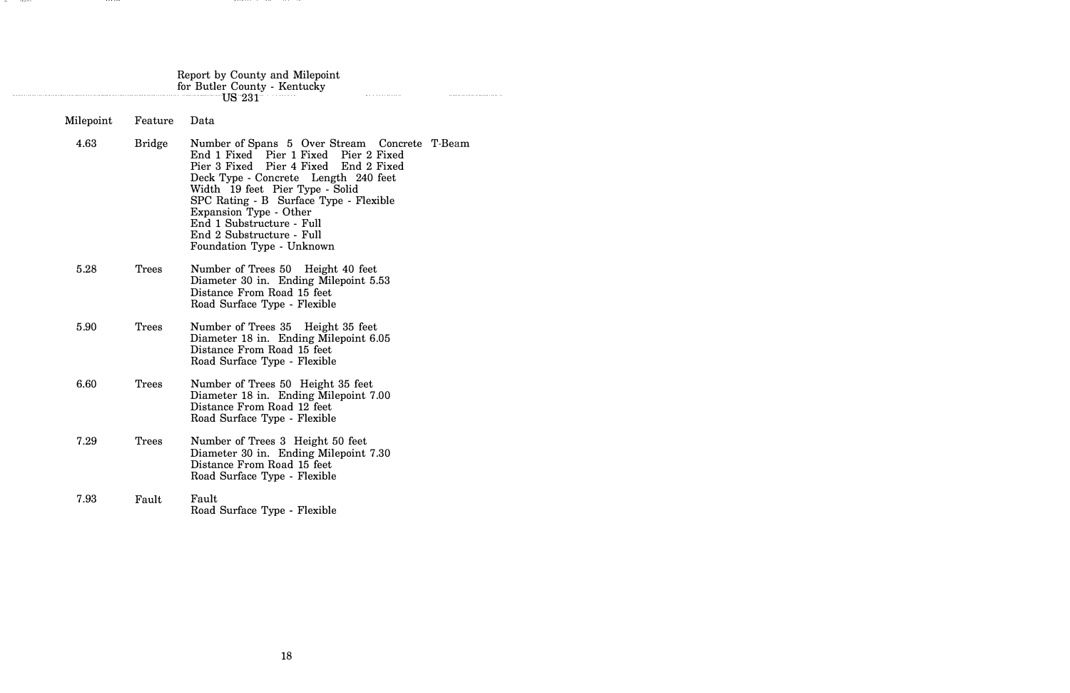Report by County and Milepoint
for Butler County - Kentucky
US 231

| Milepoint | Feature | Data |
| --- | --- | --- |
| 4.63 | Bridge | Number of Spans 5 Over Stream Concrete T-Beam<br>End 1 Fixed Pier 1 Fixed Pier 2 Fixed<br>Pier 3 Fixed Pier 4 Fixed End 2 Fixed<br>Deck Type - Concrete Length 240 feet<br>Width 19 feet Pier Type - Solid<br>SPC Rating - B Surface Type - Flexible<br>Expansion Type - Other<br>End 1 Substructure - Full<br>End 2 Substructure - Full<br>Foundation Type - Unknown |
| 5.28 | Trees | Number of Trees 50 Height 40 feet<br>Diameter 30 in. Ending Milepoint 5.53<br>Distance From Road 15 feet<br>Road Surface Type - Flexible |
| 5.90 | Trees | Number of Trees 35 Height 35 feet<br>Diameter 18 in. Ending Milepoint 6.05<br>Distance From Road 15 feet<br>Road Surface Type - Flexible |
| 6.60 | Trees | Number of Trees 50 Height 35 feet<br>Diameter 18 in. Ending Milepoint 7.00<br>Distance From Road 12 feet<br>Road Surface Type - Flexible |
| 7.29 | Trees | Number of Trees 3 Height 50 feet<br>Diameter 30 in. Ending Milepoint 7.30<br>Distance From Road 15 feet<br>Road Surface Type - Flexible |
| 7.93 | Fault | Fault<br>Road Surface Type - Flexible |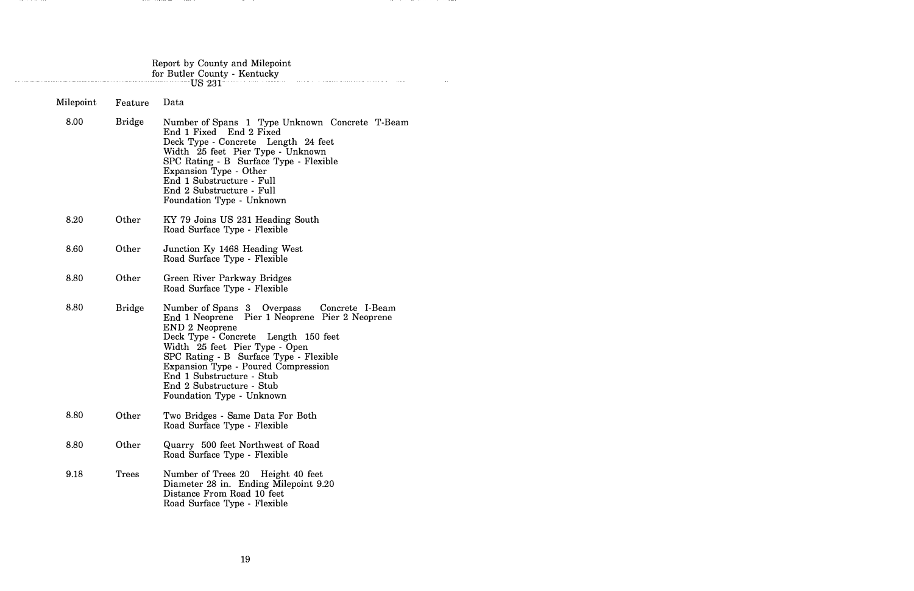Report by County and Milepoint
for Butler County - Kentucky
US 231

| Milepoint | Feature | Data |
| --- | --- | --- |
| 8.00 | Bridge | Number of Spans 1 Type Unknown Concrete T-Beam<br>End 1 Fixed End 2 Fixed<br>Deck Type - Concrete Length 24 feet<br>Width 25 feet Pier Type - Unknown<br>SPC Rating - B Surface Type - Flexible<br>Expansion Type - Other<br>End 1 Substructure - Full<br>End 2 Substructure - Full<br>Foundation Type - Unknown |
| 8.20 | Other | KY 79 Joins US 231 Heading South<br>Road Surface Type - Flexible |
| 8.60 | Other | Junction Ky 1468 Heading West<br>Road Surface Type - Flexible |
| 8.80 | Other | Green River Parkway Bridges<br>Road Surface Type - Flexible |
| 8.80 | Bridge | Number of Spans 3 Overpass Concrete I-Beam<br>End 1 Neoprene Pier 1 Neoprene Pier 2 Neoprene<br>END 2 Neoprene<br>Deck Type - Concrete Length 150 feet<br>Width 25 feet Pier Type - Open<br>SPC Rating - B Surface Type - Flexible<br>Expansion Type - Poured Compression<br>End 1 Substructure - Stub<br>End 2 Substructure - Stub<br>Foundation Type - Unknown |
| 8.80 | Other | Two Bridges - Same Data For Both<br>Road Surface Type - Flexible |
| 8.80 | Other | Quarry 500 feet Northwest of Road<br>Road Surface Type - Flexible |
| 9.18 | Trees | Number of Trees 20 Height 40 feet<br>Diameter 28 in. Ending Milepoint 9.20<br>Distance From Road 10 feet<br>Road Surface Type - Flexible |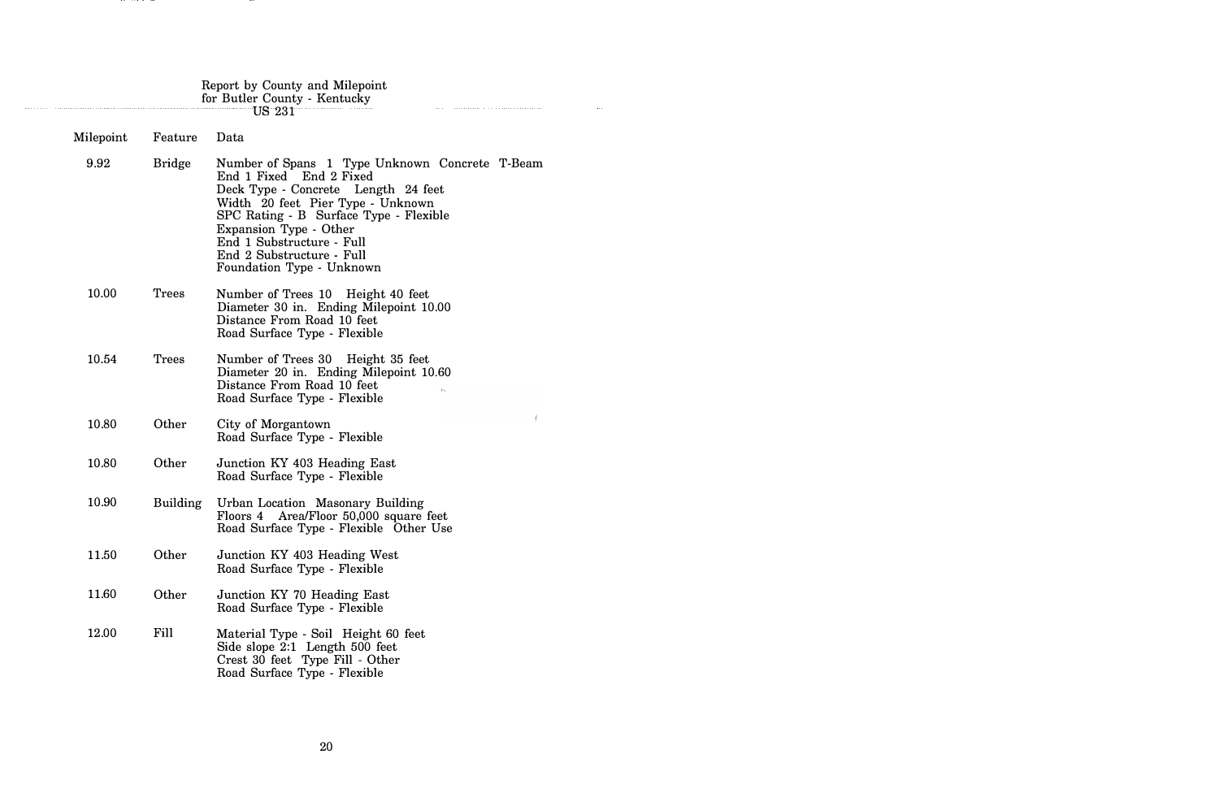Report by County and Milepoint
for Butler County - Kentucky
US 231

| Milepoint | Feature | Data |
| --- | --- | --- |
| 9.92 | Bridge | Number of Spans 1 Type Unknown Concrete T-Beam<br>End 1 Fixed End 2 Fixed<br>Deck Type - Concrete Length 24 feet<br>Width 20 feet Pier Type - Unknown<br>SPC Rating - B Surface Type - Flexible<br>Expansion Type - Other<br>End 1 Substructure - Full<br>End 2 Substructure - Full<br>Foundation Type - Unknown |
| 10.00 | Trees | Number of Trees 10 Height 40 feet<br>Diameter 30 in. Ending Milepoint 10.00<br>Distance From Road 10 feet<br>Road Surface Type - Flexible |
| 10.54 | Trees | Number of Trees 30 Height 35 feet<br>Diameter 20 in. Ending Milepoint 10.60<br>Distance From Road 10 feet<br>Road Surface Type - Flexible |
| 10.80 | Other | City of Morgantown<br>Road Surface Type - Flexible |
| 10.80 | Other | Junction KY 403 Heading East<br>Road Surface Type - Flexible |
| 10.90 | Building | Urban Location Masonary Building<br>Floors 4 Area/Floor 50,000 square feet<br>Road Surface Type - Flexible Other Use |
| 11.50 | Other | Junction KY 403 Heading West<br>Road Surface Type - Flexible |
| 11.60 | Other | Junction KY 70 Heading East<br>Road Surface Type - Flexible |
| 12.00 | Fill | Material Type - Soil Height 60 feet<br>Side slope 2:1 Length 500 feet<br>Crest 30 feet Type Fill - Other<br>Road Surface Type - Flexible |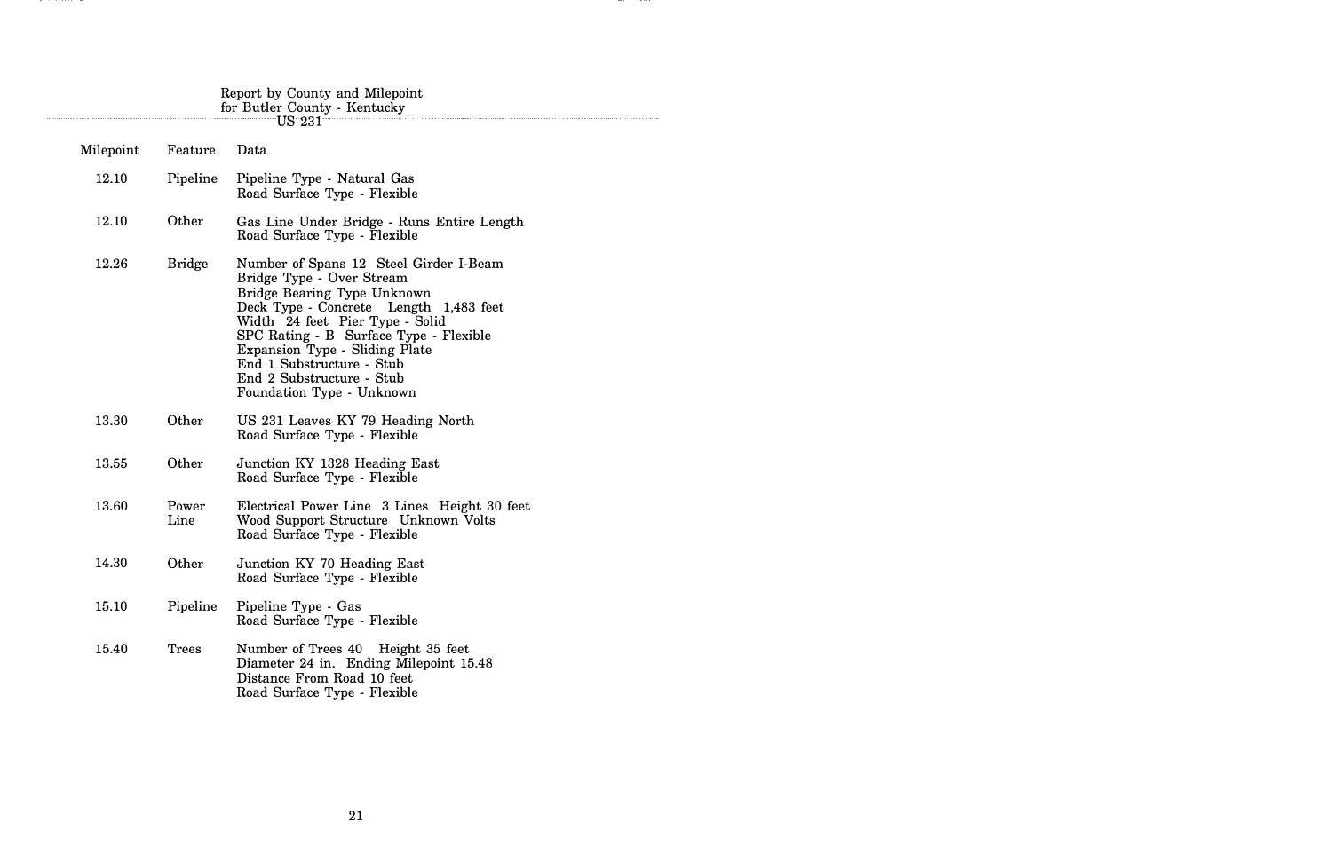Report by County and Milepoint
for Butler County - Kentucky
US 231

| Milepoint | Feature | Data |
|---|---|---|
| 12.10 | Pipeline | Pipeline Type - Natural Gas<br>Road Surface Type - Flexible |
| 12.10 | Other | Gas Line Under Bridge - Runs Entire Length<br>Road Surface Type - Flexible |
| 12.26 | Bridge | Number of Spans 12 Steel Girder I-Beam<br>Bridge Type - Over Stream<br>Bridge Bearing Type Unknown<br>Deck Type - Concrete Length 1,483 feet<br>Width 24 feet Pier Type - Solid<br>SPC Rating - B Surface Type - Flexible<br>Expansion Type - Sliding Plate<br>End 1 Substructure - Stub<br>End 2 Substructure - Stub<br>Foundation Type - Unknown |
| 13.30 | Other | US 231 Leaves KY 79 Heading North<br>Road Surface Type - Flexible |
| 13.55 | Other | Junction KY 1328 Heading East<br>Road Surface Type - Flexible |
| 13.60 | Power Line | Electrical Power Line 3 Lines Height 30 feet<br>Wood Support Structure Unknown Volts<br>Road Surface Type - Flexible |
| 14.30 | Other | Junction KY 70 Heading East<br>Road Surface Type - Flexible |
| 15.10 | Pipeline | Pipeline Type - Gas<br>Road Surface Type - Flexible |
| 15.40 | Trees | Number of Trees 40 Height 35 feet<br>Diameter 24 in. Ending Milepoint 15.48<br>Distance From Road 10 feet<br>Road Surface Type - Flexible |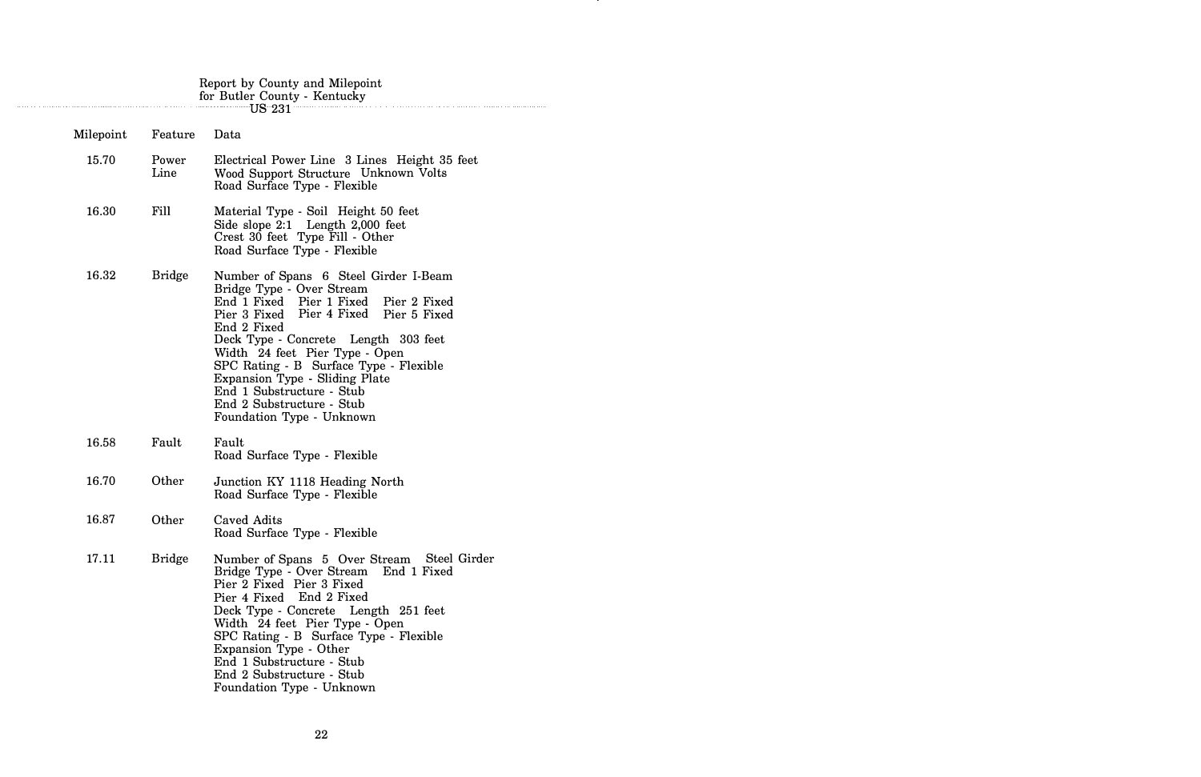Report by County and Milepoint
for Butler County - Kentucky
US 231

| Milepoint | Feature | Data |
|---|---|---|
| 15.70 | Power Line | Electrical Power Line 3 Lines Height 35 feet<br>Wood Support Structure Unknown Volts<br>Road Surface Type - Flexible |
| 16.30 | Fill | Material Type - Soil Height 50 feet<br>Side slope 2:1 Length 2,000 feet<br>Crest 30 feet Type Fill - Other<br>Road Surface Type - Flexible |
| 16.32 | Bridge | Number of Spans 6 Steel Girder I-Beam<br>Bridge Type - Over Stream<br>End 1 Fixed Pier 1 Fixed Pier 2 Fixed<br>Pier 3 Fixed Pier 4 Fixed Pier 5 Fixed<br>End 2 Fixed<br>Deck Type - Concrete Length 303 feet<br>Width 24 feet Pier Type - Open<br>SPC Rating - B Surface Type - Flexible<br>Expansion Type - Sliding Plate<br>End 1 Substructure - Stub<br>End 2 Substructure - Stub<br>Foundation Type - Unknown |
| 16.58 | Fault | Fault<br>Road Surface Type - Flexible |
| 16.70 | Other | Junction KY 1118 Heading North<br>Road Surface Type - Flexible |
| 16.87 | Other | Caved Adits<br>Road Surface Type - Flexible |
| 17.11 | Bridge | Number of Spans 5 Over Stream Steel Girder<br>Bridge Type - Over Stream End 1 Fixed<br>Pier 2 Fixed Pier 3 Fixed<br>Pier 4 Fixed End 2 Fixed<br>Deck Type - Concrete Length 251 feet<br>Width 24 feet Pier Type - Open<br>SPC Rating - B Surface Type - Flexible<br>Expansion Type - Other<br>End 1 Substructure - Stub<br>End 2 Substructure - Stub<br>Foundation Type - Unknown |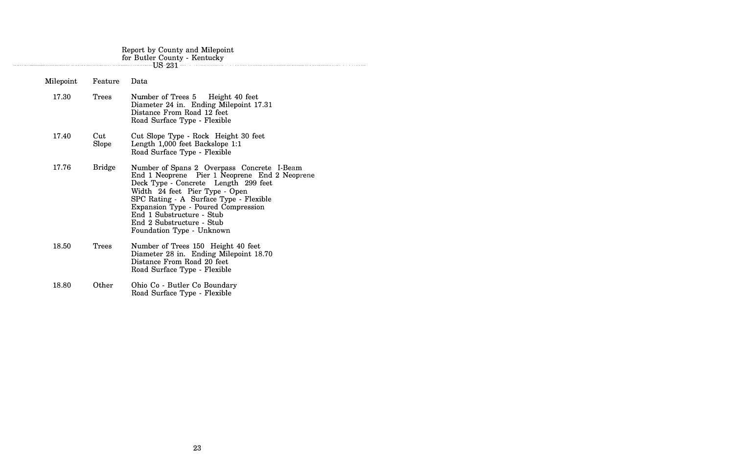Report by County and Milepoint
for Butler County - Kentucky
US 231

| Milepoint | Feature | Data |
|---|---|---|
| 17.30 | Trees | Number of Trees 5 Height 40 feet<br>Diameter 24 in. Ending Milepoint 17.31<br>Distance From Road 12 feet<br>Road Surface Type - Flexible |
| 17.40 | Cut Slope | Cut Slope Type - Rock Height 30 feet<br>Length 1,000 feet Backslope 1:1<br>Road Surface Type - Flexible |
| 17.76 | Bridge | Number of Spans 2 Overpass Concrete I-Beam<br>End 1 Neoprene Pier 1 Neoprene End 2 Neoprene<br>Deck Type - Concrete Length 299 feet<br>Width 24 feet Pier Type - Open<br>SPC Rating - A Surface Type - Flexible<br>Expansion Type - Poured Compression<br>End 1 Substructure - Stub<br>End 2 Substructure - Stub<br>Foundation Type - Unknown |
| 18.50 | Trees | Number of Trees 150 Height 40 feet<br>Diameter 28 in. Ending Milepoint 18.70<br>Distance From Road 20 feet<br>Road Surface Type - Flexible |
| 18.80 | Other | Ohio Co - Butler Co Boundary<br>Road Surface Type - Flexible |